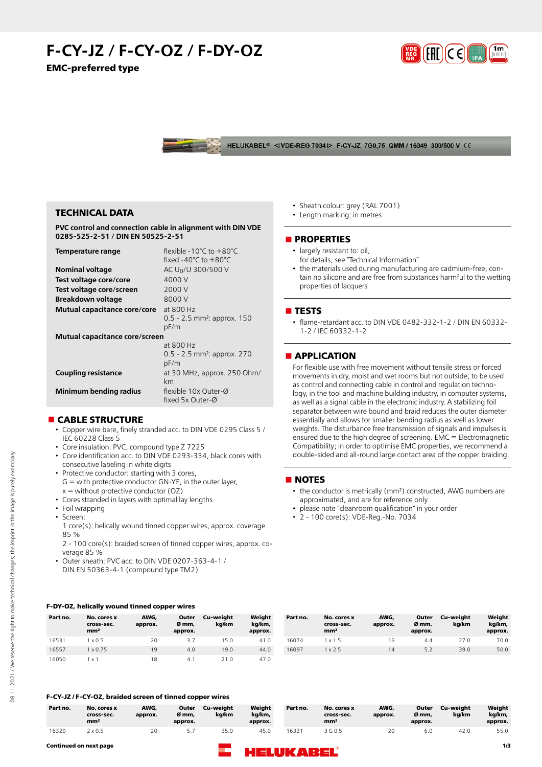# F-CY-JZ / F-CY-OZ / F-DY-OZ

**EMC-preferred type**

HELUKABEL® VDE-REG 7034 F-CY-JZ 7G0,75 QMM / 16349 300/500 V CE

## TECHNICAL DATA

**PVC control and connection cable in alignment with DIN VDE 0285-525-2-51 / DIN EN 50525-2-51**

| | |
|---|---|
| **Temperature range** | flexible -10°C to +80°C<br>fixed -40°C to +80°C |
| **Nominal voltage** | AC $U_0$/U 300/500 V |
| **Test voltage core/core** | 4000 V |
| **Test voltage core/screen** | 2000 V |
| **Breakdown voltage** | 8000 V |
| **Mutual capacitance core/core** | at 800 Hz<br>0.5 - 2.5 mm²: approx. 150 pF/m |
| **Mutual capacitance core/screen** | at 800 Hz<br>0.5 - 2.5 mm²: approx. 270 pF/m |
| **Coupling resistance** | at 30 MHz, approx. 250 Ohm/km |
| **Minimum bending radius** | flexible 10x Outer-Ø<br>fixed 5x Outer-Ø |

## CABLE STRUCTURE

- Copper wire bare, finely stranded acc. to DIN VDE 0295 Class 5 / IEC 60228 Class 5
- Core insulation: PVC, compound type Z 7225
- Core identification acc. to DIN VDE 0293-334, black cores with consecutive labeling in white digits
- Protective conductor: starting with 3 cores,
  G = with protective conductor GN-YE, in the outer layer,
  x = without protective conductor (OZ)
- Cores stranded in layers with optimal lay lengths
- Foil wrapping
- Screen:
  1 core(s): helically wound tinned copper wires, approx. coverage 85 %
  2 - 100 core(s): braided screen of tinned copper wires, approx. coverage 85 %
- Outer sheath: PVC acc. to DIN VDE 0207-363-4-1 / DIN EN 50363-4-1 (compound type TM2)
- Sheath colour: grey (RAL 7001)
- Length marking: in metres

## PROPERTIES

- largely resistant to: oil,
  for details, see "Technical Information"
- the materials used during manufacturing are cadmium-free, contain no silicone and are free from substances harmful to the wetting properties of lacquers

## TESTS

- flame-retardant acc. to DIN VDE 0482-332-1-2 / DIN EN 60332-1-2 / IEC 60332-1-2

## APPLICATION

For flexible use with free movement without tensile stress or forced movements in dry, moist and wet rooms but not outside; to be used as control and connecting cable in control and regulation technology, in the tool and machine building industry, in computer systems, as well as a signal cable in the electronic industry. A stabilizing foil separator between wire bound and braid reduces the outer diameter essentially and allows for smaller bending radius as well as lower weights. The disturbance free transmission of signals and impulses is ensured due to the high degree of screening. EMC = Electromagnetic Compatibility; in order to optimise EMC properties, we recommend a double-sided and all-round large contact area of the copper braiding.

## NOTES

- the conductor is metrically (mm²) constructed, AWG numbers are approximated, and are for reference only
- please note "cleanroom qualification" in your order
- 2 - 100 core(s): VDE-Reg.-No. 7034

**F-DY-OZ, helically wound tinned copper wires**

| Part no. | No. cores x cross-sec. mm² | AWG, approx. | Outer Ø mm, approx. | Cu-weight kg/km | Weight kg/km, approx. |
|---|---|---|---|---|---|
| 16531 | 1 x 0.5 | 20 | 3.7 | 15.0 | 41.0 |
| 16557 | 1 x 0.75 | 19 | 4.0 | 19.0 | 44.0 |
| 16050 | 1 x 1 | 18 | 4.1 | 21.0 | 47.0 |
| 16074 | 1 x 1.5 | 16 | 4.4 | 27.0 | 70.0 |
| 16097 | 1 x 2.5 | 14 | 5.2 | 39.0 | 50.0 |

**F-CY-JZ / F-CY-OZ, braided screen of tinned copper wires**

| Part no. | No. cores x cross-sec. mm² | AWG, approx. | Outer Ø mm, approx. | Cu-weight kg/km | Weight kg/km, approx. |
|---|---|---|---|---|---|
| 16320 | 2 x 0.5 | 20 | 5.7 | 35.0 | 45.0 |
| 16321 | 3 G 0.5 | 20 | 6.0 | 42.0 | 55.0 |

**Continued on next page**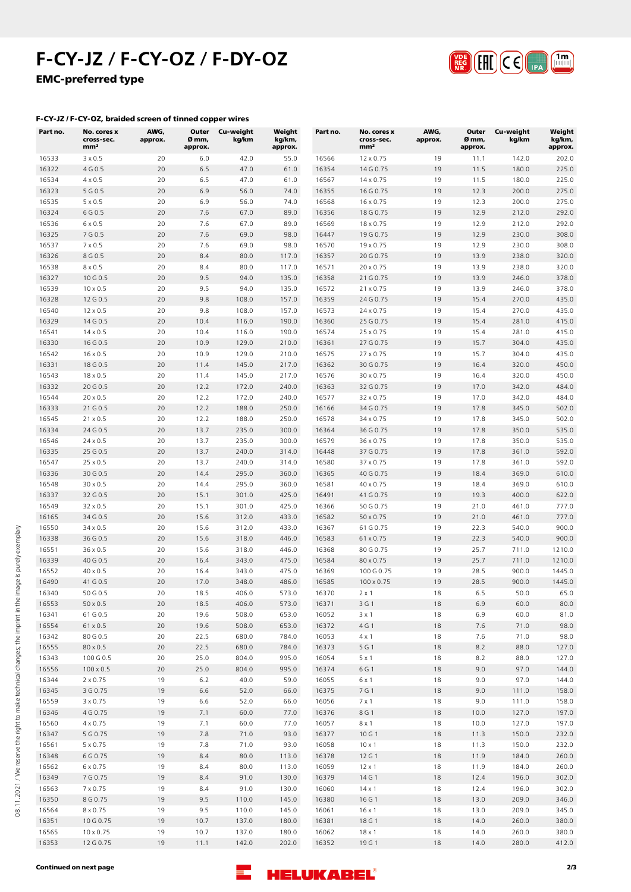# F-CY-JZ / F-CY-OZ / F-DY-OZ

## EMC-preferred type

### F-CY-JZ / F-CY-OZ, braided screen of tinned copper wires

| Part no. | No. cores x cross-sec. mm² | AWG, approx. | Outer Ø mm, approx. | Cu-weight kg/km | Weight kg/km, approx. |
|---|---|---|---|---|---|
| 16533 | 3 x 0.5 | 20 | 6.0 | 42.0 | 55.0 |
| 16322 | 4 G 0.5 | 20 | 6.5 | 47.0 | 61.0 |
| 16534 | 4 x 0.5 | 20 | 6.5 | 47.0 | 61.0 |
| 16323 | 5 G 0.5 | 20 | 6.9 | 56.0 | 74.0 |
| 16535 | 5 x 0.5 | 20 | 6.9 | 56.0 | 74.0 |
| 16324 | 6 G 0.5 | 20 | 7.6 | 67.0 | 89.0 |
| 16536 | 6 x 0.5 | 20 | 7.6 | 67.0 | 89.0 |
| 16325 | 7 G 0.5 | 20 | 7.6 | 69.0 | 98.0 |
| 16537 | 7 x 0.5 | 20 | 7.6 | 69.0 | 98.0 |
| 16326 | 8 G 0.5 | 20 | 8.4 | 80.0 | 117.0 |
| 16538 | 8 x 0.5 | 20 | 8.4 | 80.0 | 117.0 |
| 16327 | 10 G 0.5 | 20 | 9.5 | 94.0 | 135.0 |
| 16539 | 10 x 0.5 | 20 | 9.5 | 94.0 | 135.0 |
| 16328 | 12 G 0.5 | 20 | 9.8 | 108.0 | 157.0 |
| 16540 | 12 x 0.5 | 20 | 9.8 | 108.0 | 157.0 |
| 16329 | 14 G 0.5 | 20 | 10.4 | 116.0 | 190.0 |
| 16541 | 14 x 0.5 | 20 | 10.4 | 116.0 | 190.0 |
| 16330 | 16 G 0.5 | 20 | 10.9 | 129.0 | 210.0 |
| 16542 | 16 x 0.5 | 20 | 10.9 | 129.0 | 210.0 |
| 16331 | 18 G 0.5 | 20 | 11.4 | 145.0 | 217.0 |
| 16543 | 18 x 0.5 | 20 | 11.4 | 145.0 | 217.0 |
| 16332 | 20 G 0.5 | 20 | 12.2 | 172.0 | 240.0 |
| 16544 | 20 x 0.5 | 20 | 12.2 | 172.0 | 240.0 |
| 16333 | 21 G 0.5 | 20 | 12.2 | 188.0 | 250.0 |
| 16545 | 21 x 0.5 | 20 | 12.2 | 188.0 | 250.0 |
| 16334 | 24 G 0.5 | 20 | 13.7 | 235.0 | 300.0 |
| 16546 | 24 x 0.5 | 20 | 13.7 | 235.0 | 300.0 |
| 16335 | 25 G 0.5 | 20 | 13.7 | 240.0 | 314.0 |
| 16547 | 25 x 0.5 | 20 | 13.7 | 240.0 | 314.0 |
| 16336 | 30 G 0.5 | 20 | 14.4 | 295.0 | 360.0 |
| 16548 | 30 x 0.5 | 20 | 14.4 | 295.0 | 360.0 |
| 16337 | 32 G 0.5 | 20 | 15.1 | 301.0 | 425.0 |
| 16549 | 32 x 0.5 | 20 | 15.1 | 301.0 | 425.0 |
| 16165 | 34 G 0.5 | 20 | 15.6 | 312.0 | 433.0 |
| 16550 | 34 x 0.5 | 20 | 15.6 | 312.0 | 433.0 |
| 16338 | 36 G 0.5 | 20 | 15.6 | 318.0 | 446.0 |
| 16551 | 36 x 0.5 | 20 | 15.6 | 318.0 | 446.0 |
| 16339 | 40 G 0.5 | 20 | 16.4 | 343.0 | 475.0 |
| 16552 | 40 x 0.5 | 20 | 16.4 | 343.0 | 475.0 |
| 16490 | 41 G 0.5 | 20 | 17.0 | 348.0 | 486.0 |
| 16340 | 50 G 0.5 | 20 | 18.5 | 406.0 | 573.0 |
| 16553 | 50 x 0.5 | 20 | 18.5 | 406.0 | 573.0 |
| 16341 | 61 G 0.5 | 20 | 19.6 | 508.0 | 653.0 |
| 16554 | 61 x 0.5 | 20 | 19.6 | 508.0 | 653.0 |
| 16342 | 80 G 0.5 | 20 | 22.5 | 680.0 | 784.0 |
| 16555 | 80 x 0.5 | 20 | 22.5 | 680.0 | 784.0 |
| 16343 | 100 G 0.5 | 20 | 25.0 | 804.0 | 995.0 |
| 16556 | 100 x 0.5 | 20 | 25.0 | 804.0 | 995.0 |
| 16344 | 2 x 0.75 | 19 | 6.2 | 40.0 | 59.0 |
| 16345 | 3 G 0.75 | 19 | 6.6 | 52.0 | 66.0 |
| 16559 | 3 x 0.75 | 19 | 6.6 | 52.0 | 66.0 |
| 16346 | 4 G 0.75 | 19 | 7.1 | 60.0 | 77.0 |
| 16560 | 4 x 0.75 | 19 | 7.1 | 60.0 | 77.0 |
| 16347 | 5 G 0.75 | 19 | 7.8 | 71.0 | 93.0 |
| 16561 | 5 x 0.75 | 19 | 7.8 | 71.0 | 93.0 |
| 16348 | 6 G 0.75 | 19 | 8.4 | 80.0 | 113.0 |
| 16562 | 6 x 0.75 | 19 | 8.4 | 80.0 | 113.0 |
| 16349 | 7 G 0.75 | 19 | 8.4 | 91.0 | 130.0 |
| 16563 | 7 x 0.75 | 19 | 8.4 | 91.0 | 130.0 |
| 16350 | 8 G 0.75 | 19 | 9.5 | 110.0 | 145.0 |
| 16564 | 8 x 0.75 | 19 | 9.5 | 110.0 | 145.0 |
| 16351 | 10 G 0.75 | 19 | 10.7 | 137.0 | 180.0 |
| 16565 | 10 x 0.75 | 19 | 10.7 | 137.0 | 180.0 |
| 16353 | 12 G 0.75 | 19 | 11.1 | 142.0 | 202.0 |
| 16566 | 12 x 0.75 | 19 | 11.1 | 142.0 | 202.0 |
| 16354 | 14 G 0.75 | 19 | 11.5 | 180.0 | 225.0 |
| 16567 | 14 x 0.75 | 19 | 11.5 | 180.0 | 225.0 |
| 16355 | 16 G 0.75 | 19 | 12.3 | 200.0 | 275.0 |
| 16568 | 16 x 0.75 | 19 | 12.3 | 200.0 | 275.0 |
| 16356 | 18 G 0.75 | 19 | 12.9 | 212.0 | 292.0 |
| 16569 | 18 x 0.75 | 19 | 12.9 | 212.0 | 292.0 |
| 16447 | 19 G 0.75 | 19 | 12.9 | 230.0 | 308.0 |
| 16570 | 19 x 0.75 | 19 | 12.9 | 230.0 | 308.0 |
| 16357 | 20 G 0.75 | 19 | 13.9 | 238.0 | 320.0 |
| 16571 | 20 x 0.75 | 19 | 13.9 | 238.0 | 320.0 |
| 16358 | 21 G 0.75 | 19 | 13.9 | 246.0 | 378.0 |
| 16572 | 21 x 0.75 | 19 | 13.9 | 246.0 | 378.0 |
| 16359 | 24 G 0.75 | 19 | 15.4 | 270.0 | 435.0 |
| 16573 | 24 x 0.75 | 19 | 15.4 | 270.0 | 435.0 |
| 16360 | 25 G 0.75 | 19 | 15.4 | 281.0 | 415.0 |
| 16574 | 25 x 0.75 | 19 | 15.4 | 281.0 | 415.0 |
| 16361 | 27 G 0.75 | 19 | 15.7 | 304.0 | 435.0 |
| 16575 | 27 x 0.75 | 19 | 15.7 | 304.0 | 435.0 |
| 16362 | 30 G 0.75 | 19 | 16.4 | 320.0 | 450.0 |
| 16576 | 30 x 0.75 | 19 | 16.4 | 320.0 | 450.0 |
| 16363 | 32 G 0.75 | 19 | 17.0 | 342.0 | 484.0 |
| 16577 | 32 x 0.75 | 19 | 17.0 | 342.0 | 484.0 |
| 16166 | 34 G 0.75 | 19 | 17.8 | 345.0 | 502.0 |
| 16578 | 34 x 0.75 | 19 | 17.8 | 345.0 | 502.0 |
| 16364 | 36 G 0.75 | 19 | 17.8 | 350.0 | 535.0 |
| 16579 | 36 x 0.75 | 19 | 17.8 | 350.0 | 535.0 |
| 16448 | 37 G 0.75 | 19 | 17.8 | 361.0 | 592.0 |
| 16580 | 37 x 0.75 | 19 | 17.8 | 361.0 | 592.0 |
| 16365 | 40 G 0.75 | 19 | 18.4 | 369.0 | 610.0 |
| 16581 | 40 x 0.75 | 19 | 18.4 | 369.0 | 610.0 |
| 16491 | 41 G 0.75 | 19 | 19.3 | 400.0 | 622.0 |
| 16366 | 50 G 0.75 | 19 | 21.0 | 461.0 | 777.0 |
| 16582 | 50 x 0.75 | 19 | 21.0 | 461.0 | 777.0 |
| 16367 | 61 G 0.75 | 19 | 22.3 | 540.0 | 900.0 |
| 16583 | 61 x 0.75 | 19 | 22.3 | 540.0 | 900.0 |
| 16368 | 80 G 0.75 | 19 | 25.7 | 711.0 | 1210.0 |
| 16584 | 80 x 0.75 | 19 | 25.7 | 711.0 | 1210.0 |
| 16369 | 100 G 0.75 | 19 | 28.5 | 900.0 | 1445.0 |
| 16585 | 100 x 0.75 | 19 | 28.5 | 900.0 | 1445.0 |
| 16370 | 2 x 1 | 18 | 6.5 | 50.0 | 65.0 |
| 16371 | 3 G 1 | 18 | 6.9 | 60.0 | 80.0 |
| 16052 | 3 x 1 | 18 | 6.9 | 60.0 | 81.0 |
| 16372 | 4 G 1 | 18 | 7.6 | 71.0 | 98.0 |
| 16053 | 4 x 1 | 18 | 7.6 | 71.0 | 98.0 |
| 16373 | 5 G 1 | 18 | 8.2 | 88.0 | 127.0 |
| 16054 | 5 x 1 | 18 | 8.2 | 88.0 | 127.0 |
| 16374 | 6 G 1 | 18 | 9.0 | 97.0 | 144.0 |
| 16055 | 6 x 1 | 18 | 9.0 | 97.0 | 144.0 |
| 16375 | 7 G 1 | 18 | 9.0 | 111.0 | 158.0 |
| 16056 | 7 x 1 | 18 | 9.0 | 111.0 | 158.0 |
| 16376 | 8 G 1 | 18 | 10.0 | 127.0 | 197.0 |
| 16057 | 8 x 1 | 18 | 10.0 | 127.0 | 197.0 |
| 16377 | 10 G 1 | 18 | 11.3 | 150.0 | 232.0 |
| 16058 | 10 x 1 | 18 | 11.3 | 150.0 | 232.0 |
| 16378 | 12 G 1 | 18 | 11.9 | 184.0 | 260.0 |
| 16059 | 12 x 1 | 18 | 11.9 | 184.0 | 260.0 |
| 16379 | 14 G 1 | 18 | 12.4 | 196.0 | 302.0 |
| 16060 | 14 x 1 | 18 | 12.4 | 196.0 | 302.0 |
| 16380 | 16 G 1 | 18 | 13.0 | 209.0 | 346.0 |
| 16061 | 16 x 1 | 18 | 13.0 | 209.0 | 345.0 |
| 16381 | 18 G 1 | 18 | 14.0 | 260.0 | 380.0 |
| 16062 | 18 x 1 | 18 | 14.0 | 260.0 | 380.0 |
| 16352 | 19 G 1 | 18 | 14.0 | 280.0 | 412.0 |

**Continued on next page**

08.11.2021 / We reserve the right to make technical changes; the imprint in the image is purely exemplary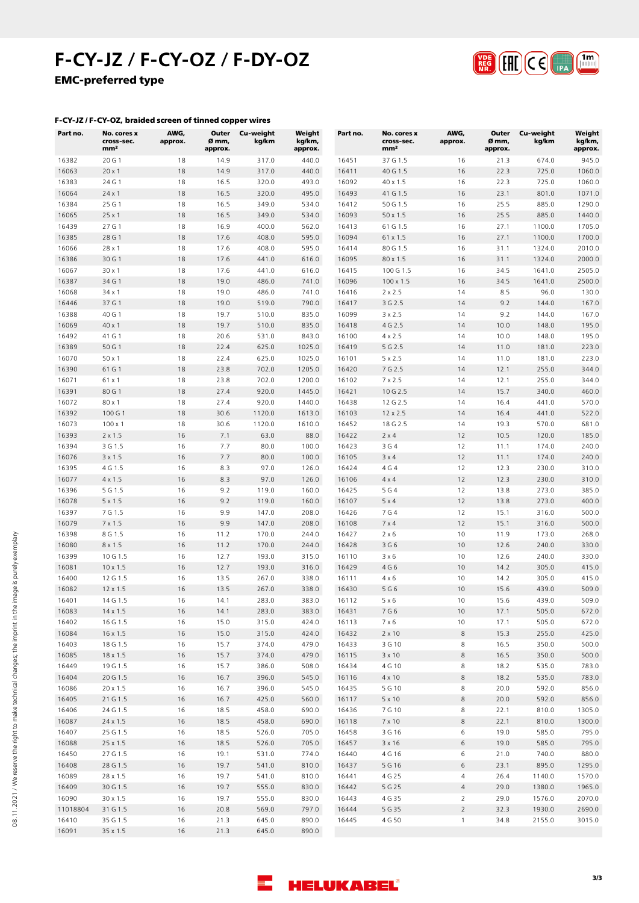# F-CY-JZ / F-CY-OZ / F-DY-OZ

## EMC-preferred type

### F-CY-JZ / F-CY-OZ, braided screen of tinned copper wires

| Part no. | No. cores x cross-sec. mm² | AWG, approx. | Outer Ø mm, approx. | Cu-weight kg/km | Weight kg/km, approx. |
|---|---|---|---|---|---|
| 16382 | 20 G 1 | 18 | 14.9 | 317.0 | 440.0 |
| 16063 | 20 x 1 | 18 | 14.9 | 317.0 | 440.0 |
| 16383 | 24 G 1 | 18 | 16.5 | 320.0 | 493.0 |
| 16064 | 24 x 1 | 18 | 16.5 | 320.0 | 495.0 |
| 16384 | 25 G 1 | 18 | 16.5 | 349.0 | 534.0 |
| 16065 | 25 x 1 | 18 | 16.5 | 349.0 | 534.0 |
| 16439 | 27 G 1 | 18 | 16.9 | 400.0 | 562.0 |
| 16385 | 28 G 1 | 18 | 17.6 | 408.0 | 595.0 |
| 16066 | 28 x 1 | 18 | 17.6 | 408.0 | 595.0 |
| 16386 | 30 G 1 | 18 | 17.6 | 441.0 | 616.0 |
| 16067 | 30 x 1 | 18 | 17.6 | 441.0 | 616.0 |
| 16387 | 34 G 1 | 18 | 19.0 | 486.0 | 741.0 |
| 16068 | 34 x 1 | 18 | 19.0 | 486.0 | 741.0 |
| 16446 | 37 G 1 | 18 | 19.0 | 519.0 | 790.0 |
| 16388 | 40 G 1 | 18 | 19.7 | 510.0 | 835.0 |
| 16069 | 40 x 1 | 18 | 19.7 | 510.0 | 835.0 |
| 16492 | 41 G 1 | 18 | 20.6 | 531.0 | 843.0 |
| 16389 | 50 G 1 | 18 | 22.4 | 625.0 | 1025.0 |
| 16070 | 50 x 1 | 18 | 22.4 | 625.0 | 1025.0 |
| 16390 | 61 G 1 | 18 | 23.8 | 702.0 | 1205.0 |
| 16071 | 61 x 1 | 18 | 23.8 | 702.0 | 1200.0 |
| 16391 | 80 G 1 | 18 | 27.4 | 920.0 | 1445.0 |
| 16072 | 80 x 1 | 18 | 27.4 | 920.0 | 1440.0 |
| 16392 | 100 G 1 | 18 | 30.6 | 1120.0 | 1613.0 |
| 16073 | 100 x 1 | 18 | 30.6 | 1120.0 | 1610.0 |
| 16393 | 2 x 1.5 | 16 | 7.1 | 63.0 | 88.0 |
| 16394 | 3 G 1.5 | 16 | 7.7 | 80.0 | 100.0 |
| 16076 | 3 x 1.5 | 16 | 7.7 | 80.0 | 100.0 |
| 16395 | 4 G 1.5 | 16 | 8.3 | 97.0 | 126.0 |
| 16077 | 4 x 1.5 | 16 | 8.3 | 97.0 | 126.0 |
| 16396 | 5 G 1.5 | 16 | 9.2 | 119.0 | 160.0 |
| 16078 | 5 x 1.5 | 16 | 9.2 | 119.0 | 160.0 |
| 16397 | 7 G 1.5 | 16 | 9.9 | 147.0 | 208.0 |
| 16079 | 7 x 1.5 | 16 | 9.9 | 147.0 | 208.0 |
| 16398 | 8 G 1.5 | 16 | 11.2 | 170.0 | 244.0 |
| 16080 | 8 x 1.5 | 16 | 11.2 | 170.0 | 244.0 |
| 16399 | 10 G 1.5 | 16 | 12.7 | 193.0 | 315.0 |
| 16081 | 10 x 1.5 | 16 | 12.7 | 193.0 | 316.0 |
| 16400 | 12 G 1.5 | 16 | 13.5 | 267.0 | 338.0 |
| 16082 | 12 x 1.5 | 16 | 13.5 | 267.0 | 338.0 |
| 16401 | 14 G 1.5 | 16 | 14.1 | 283.0 | 383.0 |
| 16083 | 14 x 1.5 | 16 | 14.1 | 283.0 | 383.0 |
| 16402 | 16 G 1.5 | 16 | 15.0 | 315.0 | 424.0 |
| 16084 | 16 x 1.5 | 16 | 15.0 | 315.0 | 424.0 |
| 16403 | 18 G 1.5 | 16 | 15.7 | 374.0 | 479.0 |
| 16085 | 18 x 1.5 | 16 | 15.7 | 374.0 | 479.0 |
| 16449 | 19 G 1.5 | 16 | 15.7 | 386.0 | 508.0 |
| 16404 | 20 G 1.5 | 16 | 16.7 | 396.0 | 545.0 |
| 16086 | 20 x 1.5 | 16 | 16.7 | 396.0 | 545.0 |
| 16405 | 21 G 1.5 | 16 | 16.7 | 425.0 | 560.0 |
| 16406 | 24 G 1.5 | 16 | 18.5 | 458.0 | 690.0 |
| 16087 | 24 x 1.5 | 16 | 18.5 | 458.0 | 690.0 |
| 16407 | 25 G 1.5 | 16 | 18.5 | 526.0 | 705.0 |
| 16088 | 25 x 1.5 | 16 | 18.5 | 526.0 | 705.0 |
| 16450 | 27 G 1.5 | 16 | 19.1 | 531.0 | 774.0 |
| 16408 | 28 G 1.5 | 16 | 19.7 | 541.0 | 810.0 |
| 16089 | 28 x 1.5 | 16 | 19.7 | 541.0 | 810.0 |
| 16409 | 30 G 1.5 | 16 | 19.7 | 555.0 | 830.0 |
| 16090 | 30 x 1.5 | 16 | 19.7 | 555.0 | 830.0 |
| 11018804 | 31 G 1.5 | 16 | 20.8 | 569.0 | 797.0 |
| 16410 | 35 G 1.5 | 16 | 21.3 | 645.0 | 890.0 |
| 16091 | 35 x 1.5 | 16 | 21.3 | 645.0 | 890.0 |
| 16451 | 37 G 1.5 | 16 | 21.3 | 674.0 | 945.0 |
| 16411 | 40 G 1.5 | 16 | 22.3 | 725.0 | 1060.0 |
| 16092 | 40 x 1.5 | 16 | 22.3 | 725.0 | 1060.0 |
| 16493 | 41 G 1.5 | 16 | 23.1 | 801.0 | 1071.0 |
| 16412 | 50 G 1.5 | 16 | 25.5 | 885.0 | 1290.0 |
| 16093 | 50 x 1.5 | 16 | 25.5 | 885.0 | 1440.0 |
| 16413 | 61 G 1.5 | 16 | 27.1 | 1100.0 | 1705.0 |
| 16094 | 61 x 1.5 | 16 | 27.1 | 1100.0 | 1700.0 |
| 16414 | 80 G 1.5 | 16 | 31.1 | 1324.0 | 2010.0 |
| 16095 | 80 x 1.5 | 16 | 31.1 | 1324.0 | 2000.0 |
| 16415 | 100 G 1.5 | 16 | 34.5 | 1641.0 | 2505.0 |
| 16096 | 100 x 1.5 | 16 | 34.5 | 1641.0 | 2500.0 |
| 16416 | 2 x 2.5 | 14 | 8.5 | 96.0 | 130.0 |
| 16417 | 3 G 2.5 | 14 | 9.2 | 144.0 | 167.0 |
| 16099 | 3 x 2.5 | 14 | 9.2 | 144.0 | 167.0 |
| 16418 | 4 G 2.5 | 14 | 10.0 | 148.0 | 195.0 |
| 16100 | 4 x 2.5 | 14 | 10.0 | 148.0 | 195.0 |
| 16419 | 5 G 2.5 | 14 | 11.0 | 181.0 | 223.0 |
| 16101 | 5 x 2.5 | 14 | 11.0 | 181.0 | 223.0 |
| 16420 | 7 G 2.5 | 14 | 12.1 | 255.0 | 344.0 |
| 16102 | 7 x 2.5 | 14 | 12.1 | 255.0 | 344.0 |
| 16421 | 10 G 2.5 | 14 | 15.7 | 340.0 | 460.0 |
| 16438 | 12 G 2.5 | 14 | 16.4 | 441.0 | 570.0 |
| 16103 | 12 x 2.5 | 14 | 16.4 | 441.0 | 522.0 |
| 16452 | 18 G 2.5 | 14 | 19.3 | 570.0 | 681.0 |
| 16422 | 2 x 4 | 12 | 10.5 | 120.0 | 185.0 |
| 16423 | 3 G 4 | 12 | 11.1 | 174.0 | 240.0 |
| 16105 | 3 x 4 | 12 | 11.1 | 174.0 | 240.0 |
| 16424 | 4 G 4 | 12 | 12.3 | 230.0 | 310.0 |
| 16106 | 4 x 4 | 12 | 12.3 | 230.0 | 310.0 |
| 16425 | 5 G 4 | 12 | 13.8 | 273.0 | 385.0 |
| 16107 | 5 x 4 | 12 | 13.8 | 273.0 | 400.0 |
| 16426 | 7 G 4 | 12 | 15.1 | 316.0 | 500.0 |
| 16108 | 7 x 4 | 12 | 15.1 | 316.0 | 500.0 |
| 16427 | 2 x 6 | 10 | 11.9 | 173.0 | 268.0 |
| 16428 | 3 G 6 | 10 | 12.6 | 240.0 | 330.0 |
| 16110 | 3 x 6 | 10 | 12.6 | 240.0 | 330.0 |
| 16429 | 4 G 6 | 10 | 14.2 | 305.0 | 415.0 |
| 16111 | 4 x 6 | 10 | 14.2 | 305.0 | 415.0 |
| 16430 | 5 G 6 | 10 | 15.6 | 439.0 | 509.0 |
| 16112 | 5 x 6 | 10 | 15.6 | 439.0 | 509.0 |
| 16431 | 7 G 6 | 10 | 17.1 | 505.0 | 672.0 |
| 16113 | 7 x 6 | 10 | 17.1 | 505.0 | 672.0 |
| 16432 | 2 x 10 | 8 | 15.3 | 255.0 | 425.0 |
| 16433 | 3 G 10 | 8 | 16.5 | 350.0 | 500.0 |
| 16115 | 3 x 10 | 8 | 16.5 | 350.0 | 500.0 |
| 16434 | 4 G 10 | 8 | 18.2 | 535.0 | 783.0 |
| 16116 | 4 x 10 | 8 | 18.2 | 535.0 | 783.0 |
| 16435 | 5 G 10 | 8 | 20.0 | 592.0 | 856.0 |
| 16117 | 5 x 10 | 8 | 20.0 | 592.0 | 856.0 |
| 16436 | 7 G 10 | 8 | 22.1 | 810.0 | 1305.0 |
| 16118 | 7 x 10 | 8 | 22.1 | 810.0 | 1300.0 |
| 16458 | 3 G 16 | 6 | 19.0 | 585.0 | 795.0 |
| 16457 | 3 x 16 | 6 | 19.0 | 585.0 | 795.0 |
| 16440 | 4 G 16 | 6 | 21.0 | 740.0 | 880.0 |
| 16437 | 5 G 16 | 6 | 23.1 | 895.0 | 1295.0 |
| 16441 | 4 G 25 | 4 | 26.4 | 1140.0 | 1570.0 |
| 16442 | 5 G 25 | 4 | 29.0 | 1380.0 | 1965.0 |
| 16443 | 4 G 35 | 2 | 29.0 | 1576.0 | 2070.0 |
| 16444 | 5 G 35 | 2 | 32.3 | 1930.0 | 2690.0 |
| 16445 | 4 G 50 | 1 | 34.8 | 2155.0 | 3015.0 |

08.11.2021 / We reserve the right to make technical changes; the imprint in the image is purely exemplary